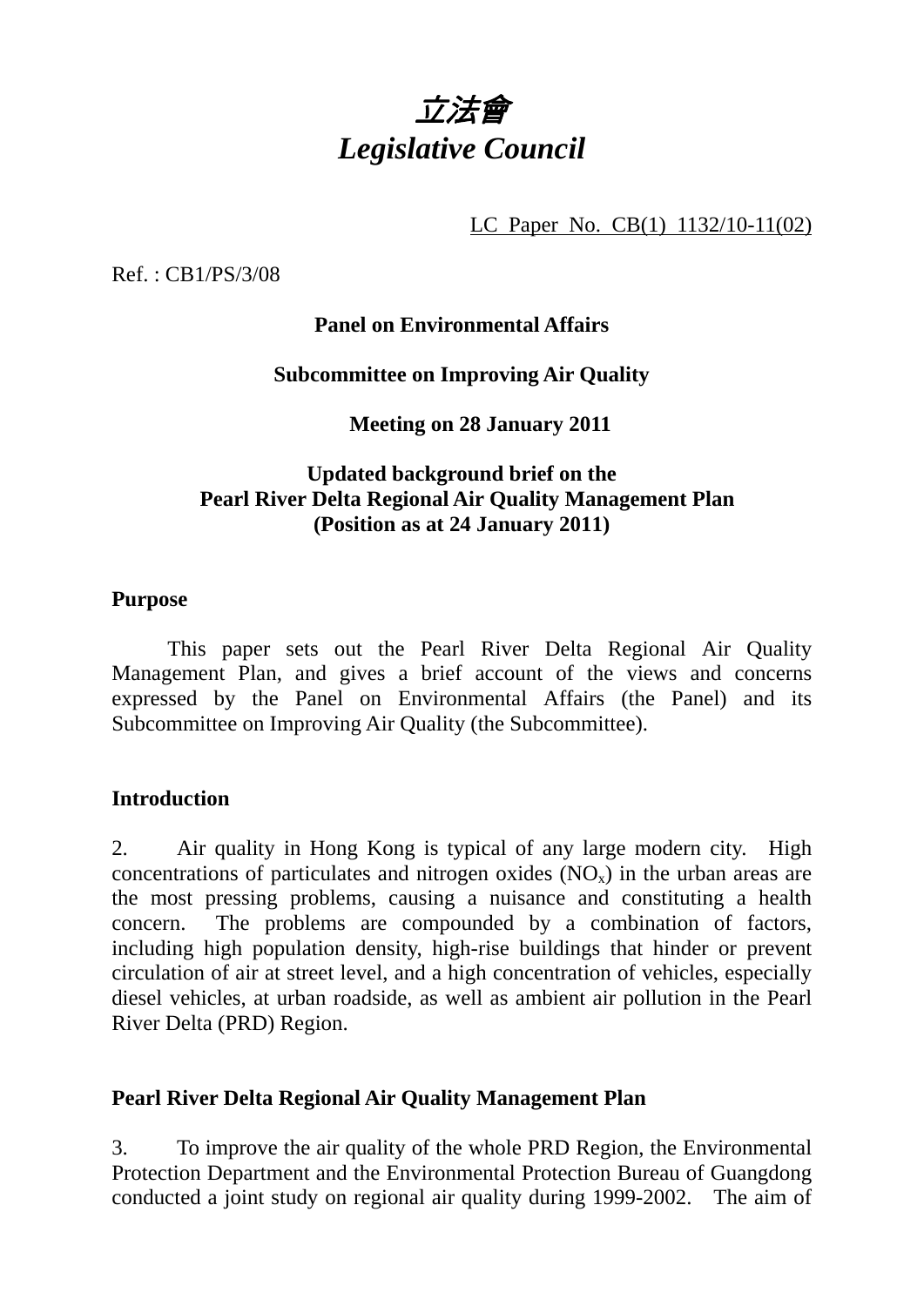# *立法會*
# *Legislative Council*

LC Paper No. CB(1) 1132/10-11(02)

Ref. : CB1/PS/3/08

**Panel on Environmental Affairs**

**Subcommittee on Improving Air Quality**

**Meeting on 28 January 2011**

**Updated background brief on the Pearl River Delta Regional Air Quality Management Plan (Position as at 24 January 2011)**

## Purpose

This paper sets out the Pearl River Delta Regional Air Quality Management Plan, and gives a brief account of the views and concerns expressed by the Panel on Environmental Affairs (the Panel) and its Subcommittee on Improving Air Quality (the Subcommittee).

## Introduction

2. Air quality in Hong Kong is typical of any large modern city. High concentrations of particulates and nitrogen oxides ($NO_x$) in the urban areas are the most pressing problems, causing a nuisance and constituting a health concern. The problems are compounded by a combination of factors, including high population density, high-rise buildings that hinder or prevent circulation of air at street level, and a high concentration of vehicles, especially diesel vehicles, at urban roadside, as well as ambient air pollution in the Pearl River Delta (PRD) Region.

## Pearl River Delta Regional Air Quality Management Plan

3. To improve the air quality of the whole PRD Region, the Environmental Protection Department and the Environmental Protection Bureau of Guangdong conducted a joint study on regional air quality during 1999-2002. The aim of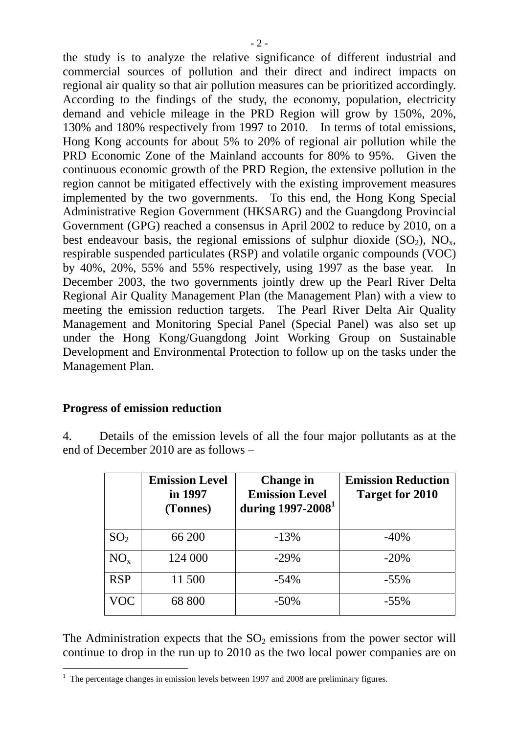the study is to analyze the relative significance of different industrial and commercial sources of pollution and their direct and indirect impacts on regional air quality so that air pollution measures can be prioritized accordingly. According to the findings of the study, the economy, population, electricity demand and vehicle mileage in the PRD Region will grow by 150%, 20%, 130% and 180% respectively from 1997 to 2010. In terms of total emissions, Hong Kong accounts for about 5% to 20% of regional air pollution while the PRD Economic Zone of the Mainland accounts for 80% to 95%. Given the continuous economic growth of the PRD Region, the extensive pollution in the region cannot be mitigated effectively with the existing improvement measures implemented by the two governments. To this end, the Hong Kong Special Administrative Region Government (HKSARG) and the Guangdong Provincial Government (GPG) reached a consensus in April 2002 to reduce by 2010, on a best endeavour basis, the regional emissions of sulphur dioxide ($SO_2$), $NO_x$, respirable suspended particulates (RSP) and volatile organic compounds (VOC) by 40%, 20%, 55% and 55% respectively, using 1997 as the base year. In December 2003, the two governments jointly drew up the Pearl River Delta Regional Air Quality Management Plan (the Management Plan) with a view to meeting the emission reduction targets. The Pearl River Delta Air Quality Management and Monitoring Special Panel (Special Panel) was also set up under the Hong Kong/Guangdong Joint Working Group on Sustainable Development and Environmental Protection to follow up on the tasks under the Management Plan.

**Progress of emission reduction**

4. Details of the emission levels of all the four major pollutants as at the end of December 2010 are as follows –

| | **Emission Level in 1997 (Tonnes)** | **Change in Emission Level during 1997-2008**[1] | **Emission Reduction Target for 2010** |
|---|---|---|---|
| $SO_2$ | 66 200 | -13% | -40% |
| $NO_x$ | 124 000 | -29% | -20% |
| RSP | 11 500 | -54% | -55% |
| VOC | 68 800 | -50% | -55% |

The Administration expects that the $SO_2$ emissions from the power sector will continue to drop in the run up to 2010 as the two local power companies are on

[1] The percentage changes in emission levels between 1997 and 2008 are preliminary figures.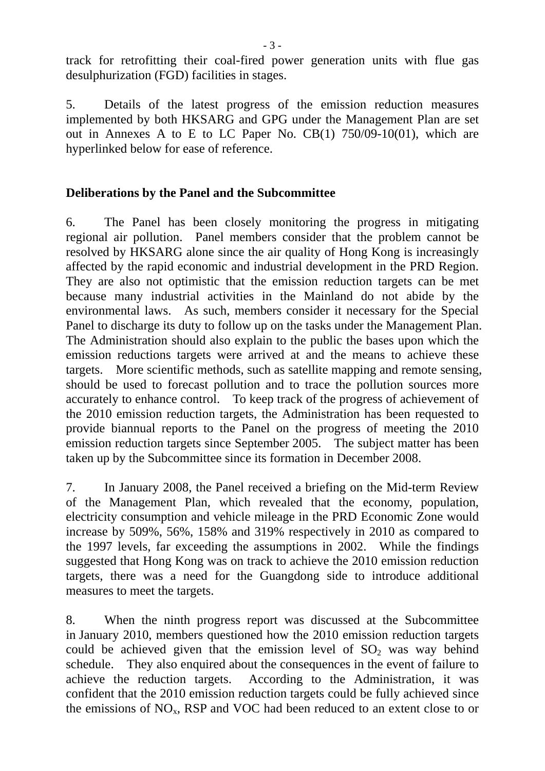track for retrofitting their coal-fired power generation units with flue gas desulphurization (FGD) facilities in stages.

5. Details of the latest progress of the emission reduction measures implemented by both HKSARG and GPG under the Management Plan are set out in Annexes A to E to LC Paper No. CB(1) 750/09-10(01), which are hyperlinked below for ease of reference.

## Deliberations by the Panel and the Subcommittee

6. The Panel has been closely monitoring the progress in mitigating regional air pollution. Panel members consider that the problem cannot be resolved by HKSARG alone since the air quality of Hong Kong is increasingly affected by the rapid economic and industrial development in the PRD Region. They are also not optimistic that the emission reduction targets can be met because many industrial activities in the Mainland do not abide by the environmental laws. As such, members consider it necessary for the Special Panel to discharge its duty to follow up on the tasks under the Management Plan. The Administration should also explain to the public the bases upon which the emission reductions targets were arrived at and the means to achieve these targets. More scientific methods, such as satellite mapping and remote sensing, should be used to forecast pollution and to trace the pollution sources more accurately to enhance control. To keep track of the progress of achievement of the 2010 emission reduction targets, the Administration has been requested to provide biannual reports to the Panel on the progress of meeting the 2010 emission reduction targets since September 2005. The subject matter has been taken up by the Subcommittee since its formation in December 2008.

7. In January 2008, the Panel received a briefing on the Mid-term Review of the Management Plan, which revealed that the economy, population, electricity consumption and vehicle mileage in the PRD Economic Zone would increase by 509%, 56%, 158% and 319% respectively in 2010 as compared to the 1997 levels, far exceeding the assumptions in 2002. While the findings suggested that Hong Kong was on track to achieve the 2010 emission reduction targets, there was a need for the Guangdong side to introduce additional measures to meet the targets.

8. When the ninth progress report was discussed at the Subcommittee in January 2010, members questioned how the 2010 emission reduction targets could be achieved given that the emission level of $SO_2$ was way behind schedule. They also enquired about the consequences in the event of failure to achieve the reduction targets. According to the Administration, it was confident that the 2010 emission reduction targets could be fully achieved since the emissions of $NO_x$, RSP and VOC had been reduced to an extent close to or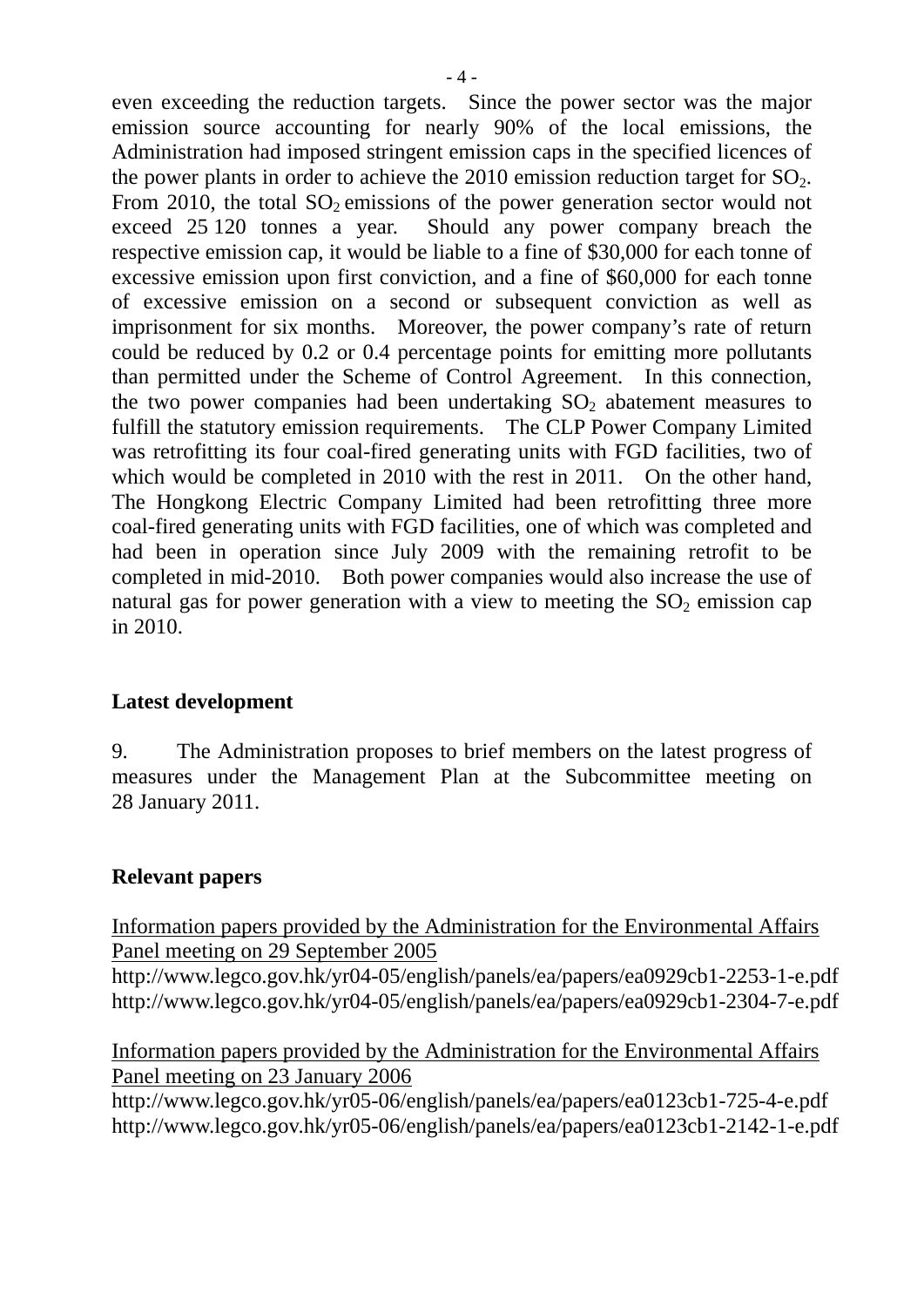even exceeding the reduction targets. Since the power sector was the major emission source accounting for nearly 90% of the local emissions, the Administration had imposed stringent emission caps in the specified licences of the power plants in order to achieve the 2010 emission reduction target for $SO_2$. From 2010, the total $SO_2$ emissions of the power generation sector would not exceed 25 120 tonnes a year. Should any power company breach the respective emission cap, it would be liable to a fine of \$30,000 for each tonne of excessive emission upon first conviction, and a fine of \$60,000 for each tonne of excessive emission on a second or subsequent conviction as well as imprisonment for six months. Moreover, the power company's rate of return could be reduced by 0.2 or 0.4 percentage points for emitting more pollutants than permitted under the Scheme of Control Agreement. In this connection, the two power companies had been undertaking $SO_2$ abatement measures to fulfill the statutory emission requirements. The CLP Power Company Limited was retrofitting its four coal-fired generating units with FGD facilities, two of which would be completed in 2010 with the rest in 2011. On the other hand, The Hongkong Electric Company Limited had been retrofitting three more coal-fired generating units with FGD facilities, one of which was completed and had been in operation since July 2009 with the remaining retrofit to be completed in mid-2010. Both power companies would also increase the use of natural gas for power generation with a view to meeting the $SO_2$ emission cap in 2010.

**Latest development**

9. The Administration proposes to brief members on the latest progress of measures under the Management Plan at the Subcommittee meeting on 28 January 2011.

**Relevant papers**

Information papers provided by the Administration for the Environmental Affairs Panel meeting on 29 September 2005
http://www.legco.gov.hk/yr04-05/english/panels/ea/papers/ea0929cb1-2253-1-e.pdf
http://www.legco.gov.hk/yr04-05/english/panels/ea/papers/ea0929cb1-2304-7-e.pdf

Information papers provided by the Administration for the Environmental Affairs Panel meeting on 23 January 2006
http://www.legco.gov.hk/yr05-06/english/panels/ea/papers/ea0123cb1-725-4-e.pdf
http://www.legco.gov.hk/yr05-06/english/panels/ea/papers/ea0123cb1-2142-1-e.pdf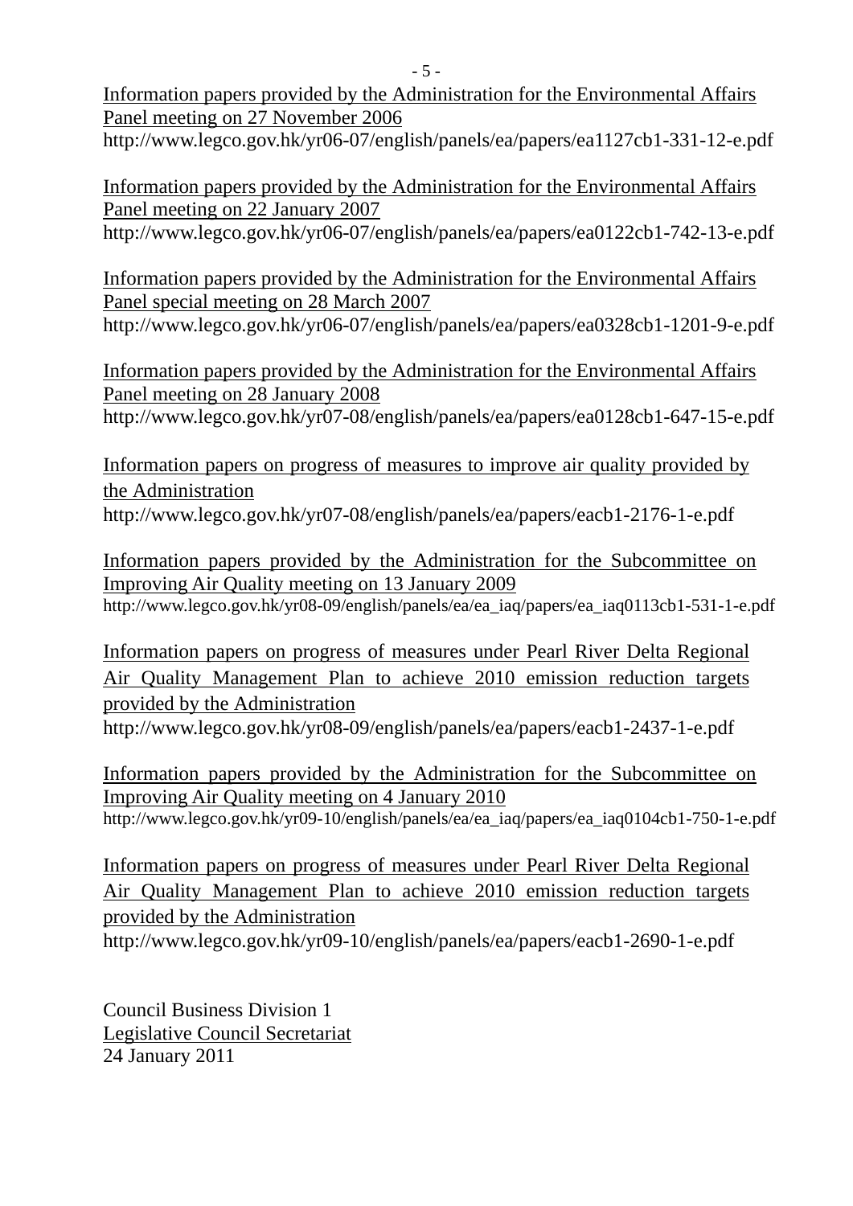Information papers provided by the Administration for the Environmental Affairs Panel meeting on 27 November 2006
http://www.legco.gov.hk/yr06-07/english/panels/ea/papers/ea1127cb1-331-12-e.pdf

Information papers provided by the Administration for the Environmental Affairs Panel meeting on 22 January 2007
http://www.legco.gov.hk/yr06-07/english/panels/ea/papers/ea0122cb1-742-13-e.pdf

Information papers provided by the Administration for the Environmental Affairs Panel special meeting on 28 March 2007
http://www.legco.gov.hk/yr06-07/english/panels/ea/papers/ea0328cb1-1201-9-e.pdf

Information papers provided by the Administration for the Environmental Affairs Panel meeting on 28 January 2008
http://www.legco.gov.hk/yr07-08/english/panels/ea/papers/ea0128cb1-647-15-e.pdf

Information papers on progress of measures to improve air quality provided by the Administration
http://www.legco.gov.hk/yr07-08/english/panels/ea/papers/eacb1-2176-1-e.pdf

Information papers provided by the Administration for the Subcommittee on Improving Air Quality meeting on 13 January 2009
http://www.legco.gov.hk/yr08-09/english/panels/ea/ea_iaq/papers/ea_iaq0113cb1-531-1-e.pdf

Information papers on progress of measures under Pearl River Delta Regional Air Quality Management Plan to achieve 2010 emission reduction targets provided by the Administration
http://www.legco.gov.hk/yr08-09/english/panels/ea/papers/eacb1-2437-1-e.pdf

Information papers provided by the Administration for the Subcommittee on Improving Air Quality meeting on 4 January 2010
http://www.legco.gov.hk/yr09-10/english/panels/ea/ea_iaq/papers/ea_iaq0104cb1-750-1-e.pdf

Information papers on progress of measures under Pearl River Delta Regional Air Quality Management Plan to achieve 2010 emission reduction targets provided by the Administration
http://www.legco.gov.hk/yr09-10/english/panels/ea/papers/eacb1-2690-1-e.pdf

Council Business Division 1
Legislative Council Secretariat
24 January 2011